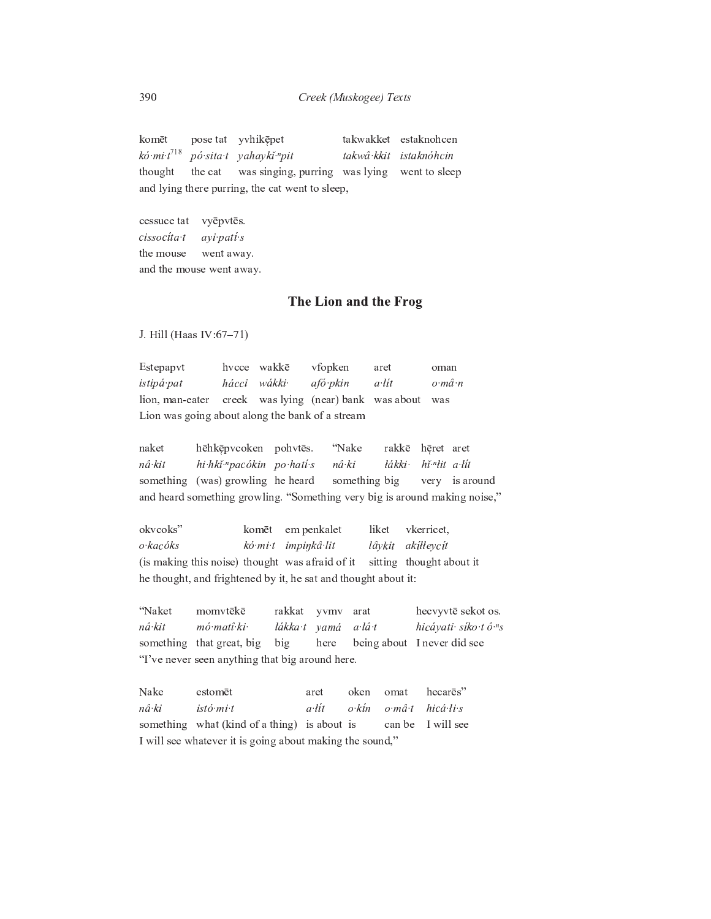| komēt | pose tat | yvhikę̄pet | takwakket | estaknohcen |
|---|---|---|---|---|
| *kó·mi·t*[718] | *pó·sita·t* | *yahaykĭ·$^{n}$pit* | *takwâ·kkit* | *istaknóhcin* |
| thought | the cat | was singing, purring | was lying | went to sleep |

and lying there purring, the cat went to sleep,

| cessuce tat | vyēpvtēs. |
|---|---|
| *cissocíta·t* | *ayi·patí·s* |
| the mouse | went away. |

and the mouse went away.

## The Lion and the Frog

J. Hill (Haas IV:67–71)

| Estepapvt | hvcce | wakkē | vfopken | aret | oman |
|---|---|---|---|---|---|
| *istipá·pat* | *hácci* | *wákki·* | *afó·pkin* | *a·łít* | *o·mâ·n* |
| lion, man-eater | creek | was lying | (near) bank | was about | was |

Lion was going about along the bank of a stream

| naket | hēhkę̄pvcoken | pohvtēs. | "Nake | rakkē | hę̄ret | aret |
|---|---|---|---|---|---|---|
| *nâ·kit* | *hi·hkĭ·$^{n}$pacókin* | *po·hatí·s* | *nâ·ki* | *łákki·* | *hĭ·$^{n}$łit* | *a·łít* |
| something | (was) growling | he heard | something | big | very | is around |

and heard something growling. "Something very big is around making noise,"

| okvcoks" | komēt | em penkalet | liket | vkerricet, |
|---|---|---|---|---|
| *o·kacóks* | *kó·mi·t* | *impiŋkâ·lit* | *lâykit* | *akíłłeycít* |
| (is making this noise) | thought | was afraid of it | sitting | thought about it |

he thought, and frightened by it, he sat and thought about it:

| "Naket | momvtēkē | rakkat | yvmv | arat | hecvyvtē sekot os. |
|---|---|---|---|---|---|
| *nâ·kit* | *mó·matî·ki·* | *łákka·t* | *yamá* | *a·łâ·t* | *hicáyati· síko·t ô·$^{n}$s* |
| something | that great, big | big | here | being about | I never did see |

"I've never seen anything that big around here.

| Nake | estomēt | aret | oken | omat | hecarēs" |
|---|---|---|---|---|---|
| *nâ·ki* | *istó·mi·t* | *a·łít* | *o·kín* | *o·mâ·t* | *hicá·łi·s* |
| something | what (kind of a thing) | is about | is | can be | I will see |

I will see whatever it is going about making the sound,"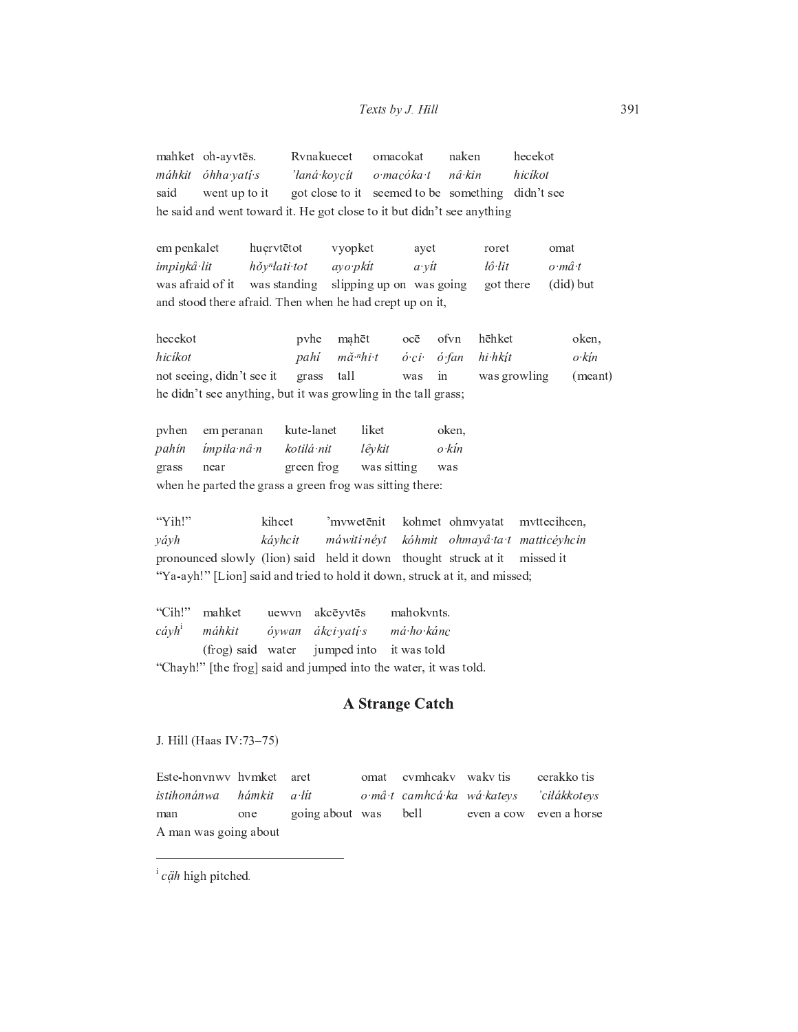| | | | | | |
|---|---|---|---|---|---|
| mahket | oh-ayvtēs. | Rvnakuecet | omacokat | naken | hecekot |
| *máhkit* | *óhha·yatị́·s* | *ʼłaná·koycít* | *o·macóka·t* | *nâ·kin* | *hicíkot* |
| said | went up to it | got close to it | seemed to be | something | didn't see |

he said and went toward it. He got close to it but didn't see anything

| | | | | | |
|---|---|---|---|---|---|
| em penkalet | huẹrvtētot | vyopket | ayet | roret | omat |
| *impiŋkâ·lit* | *hŏy$^n$łati·tot* | *ayo·pkít* | *a·yít* | *łô·lit* | *o·mâ·t* |
| was afraid of it | was standing | slipping up on | was going | got there | (did) but |

and stood there afraid. Then when he had crept up on it,

| | | | | | | |
|---|---|---|---|---|---|---|
| hecekot | pvhe | mạhēt | ocē | ofvn | hēhket | oken, |
| *hicíkot* | *pahí* | *mă·$^n$hi·t* | *ó·ci·* | *ó·fan* | *hi·hkít* | *o·kín* |
| not seeing, didn't see it | grass | tall | was | in | was growling | (meant) |

he didn't see anything, but it was growling in the tall grass;

| | | | | |
|---|---|---|---|---|
| pvhen | em peranan | kute-lanet | liket | oken, |
| *pahín* | *ímpiła·nâ·n* | *kotilá·nit* | *lêykit* | *o·kín* |
| grass | near | green frog | was sitting | was |

when he parted the grass a green frog was sitting there:

| | | | | | |
|---|---|---|---|---|---|
| "Yih!" | kihcet | 'mvwetēnit | kohmet | ohmvyatat | mvttecihcen, |
| *yáyh* | *káyhcit* | *máwiti·néyt* | *kóhmit* | *ohmayâ·ta·t* | *matticéyhcin* |
| pronounced slowly | (lion) said | held it down | thought | struck at it | missed it |

"Ya-ayh!" [Lion] said and tried to hold it down, struck at it, and missed;

| | | | | |
|---|---|---|---|---|
| "Cih!" | mahket | uewvn | akcēyvtēs | mahokvnts. |
| *cáyh*[i] | *máhkit* | *óywan* | *ákci·yatí·s* | *má·ho·kánc* |
| | (frog) said | water | jumped into | it was told |

"Chayh!" [the frog] said and jumped into the water, it was told.

## A Strange Catch

J. Hill (Haas IV:73–75)

| | | | | | | |
|---|---|---|---|---|---|---|
| Este-honvnwv | hvmket | aret | omat | cvmhcakv | wakv tis | cerakko tis |
| *istihonánwa* | *hámkit* | *a·łít* | *o·mâ·t* | *camhcá·ka* | *wá·kateys* | *'ciłákkoteys* |
| man | one | going about | was | bell | even a cow | even a horse |

A man was going about

---

[i] *cặh* high pitched.